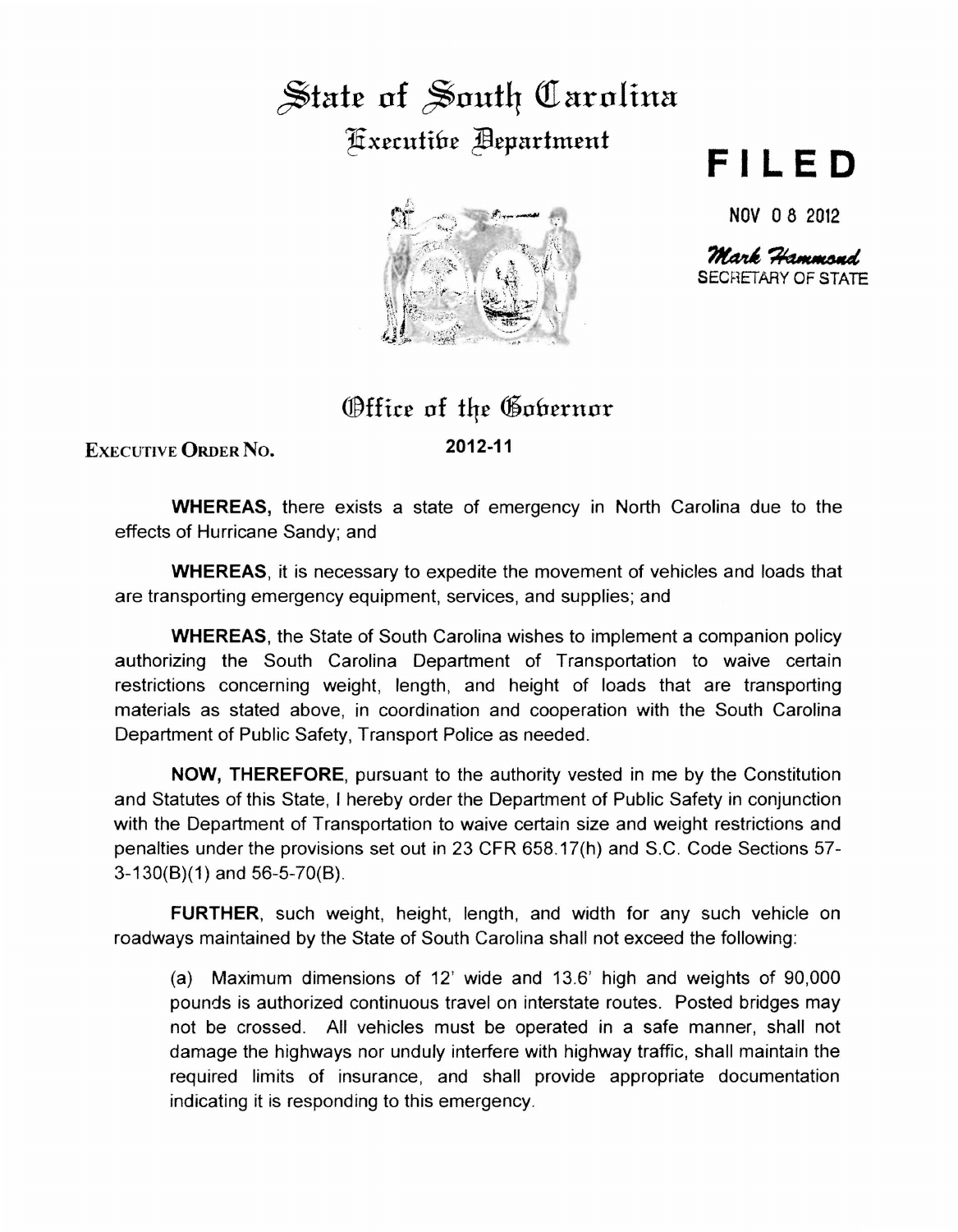# State of South Carolina

## Executive Department

**FILED**

NOV 08 2012

Mark Hammond
SECRETARY OF STATE

## Office of the Governor

**EXECUTIVE ORDER NO.** **2012-11**

**WHEREAS,** there exists a state of emergency in North Carolina due to the effects of Hurricane Sandy; and

**WHEREAS**, it is necessary to expedite the movement of vehicles and loads that are transporting emergency equipment, services, and supplies; and

**WHEREAS**, the State of South Carolina wishes to implement a companion policy authorizing the South Carolina Department of Transportation to waive certain restrictions concerning weight, length, and height of loads that are transporting materials as stated above, in coordination and cooperation with the South Carolina Department of Public Safety, Transport Police as needed.

**NOW, THEREFORE**, pursuant to the authority vested in me by the Constitution and Statutes of this State, I hereby order the Department of Public Safety in conjunction with the Department of Transportation to waive certain size and weight restrictions and penalties under the provisions set out in 23 CFR 658.17(h) and S.C. Code Sections 57-3-130(B)(1) and 56-5-70(B).

**FURTHER**, such weight, height, length, and width for any such vehicle on roadways maintained by the State of South Carolina shall not exceed the following:

(a) Maximum dimensions of 12' wide and 13.6' high and weights of 90,000 pounds is authorized continuous travel on interstate routes. Posted bridges may not be crossed. All vehicles must be operated in a safe manner, shall not damage the highways nor unduly interfere with highway traffic, shall maintain the required limits of insurance, and shall provide appropriate documentation indicating it is responding to this emergency.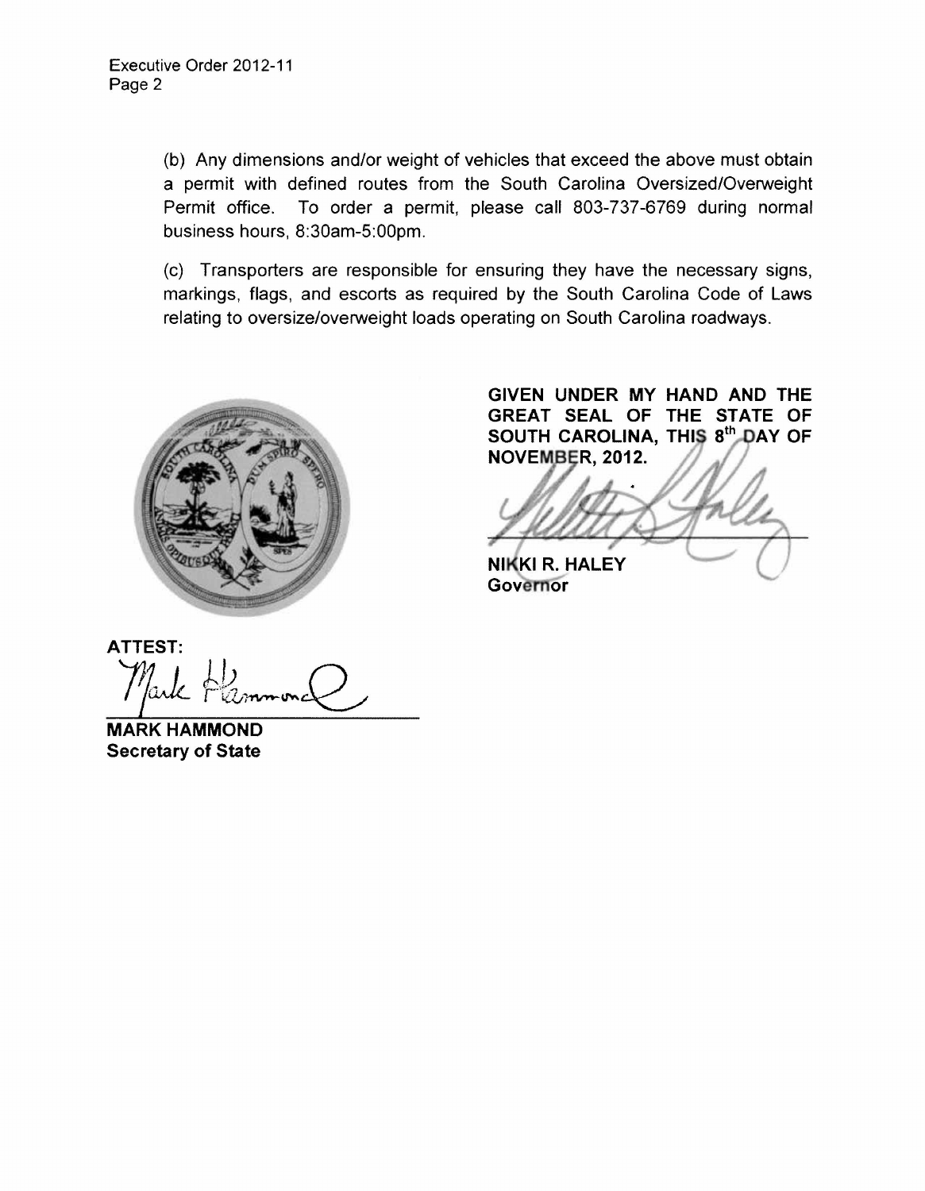(b) Any dimensions and/or weight of vehicles that exceed the above must obtain a permit with defined routes from the South Carolina Oversized/Overweight Permit office. To order a permit, please call 803-737-6769 during normal business hours, 8:30am-5:00pm.

(c) Transporters are responsible for ensuring they have the necessary signs, markings, flags, and escorts as required by the South Carolina Code of Laws relating to oversize/overweight loads operating on South Carolina roadways.

**GIVEN UNDER MY HAND AND THE GREAT SEAL OF THE STATE OF SOUTH CAROLINA, THIS 8th DAY OF NOVEMBER, 2012.**

**NIKKI R. HALEY**
**Governor**

**ATTEST:**

**MARK HAMMOND**
**Secretary of State**